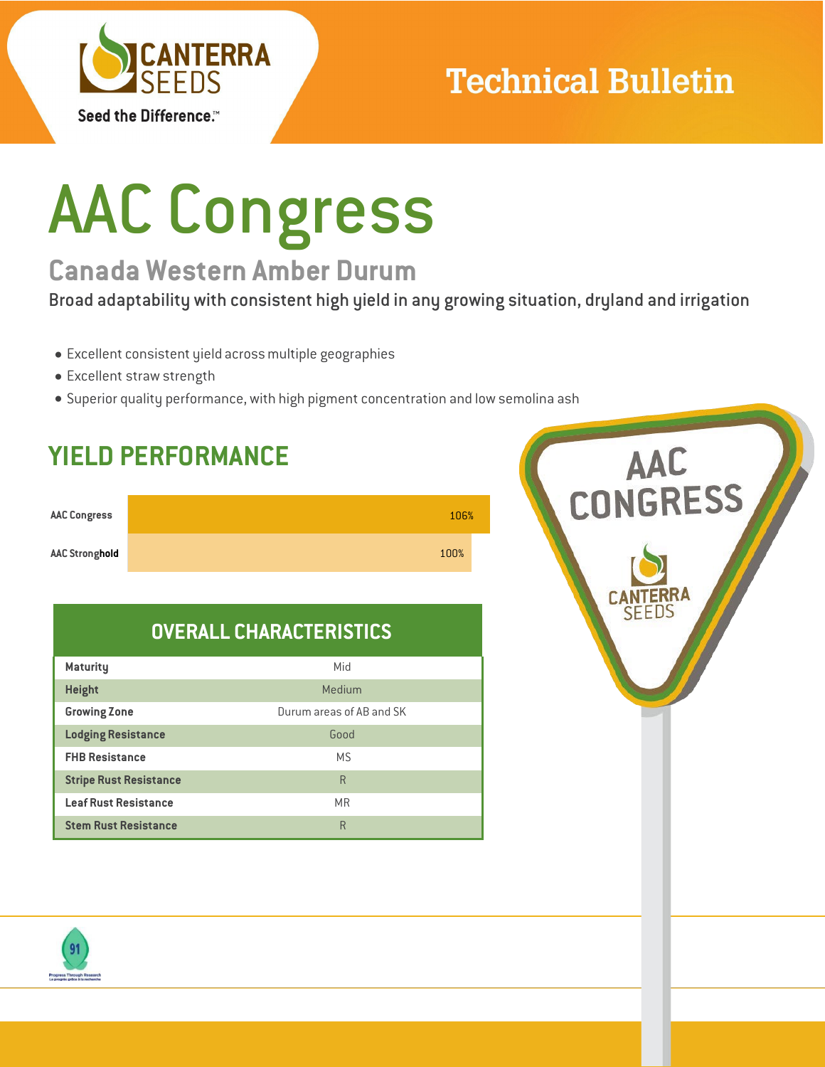Technical Bulletin

# AAC Congress

## Canada Western Amber Durum

Broad adaptability with consistent high yield in any growing situation, dryland and irrigation

- Excellent consistent yield across multiple geographies
- Excellent straw strength
- Superior quality performance, with high pigment concentration and low semolina ash

## YIELD PERFORMANCE

AAC Congress 106%

AAC Stronghold 100%

## OVERALL CHARACTERISTICS

| | |
|---|---|
| Maturity | Mid |
| Height | Medium |
| Growing Zone | Durum areas of AB and SK |
| Lodging Resistance | Good |
| FHB Resistance | MS |
| Stripe Rust Resistance | R |
| Leaf Rust Resistance | MR |
| Stem Rust Resistance | R |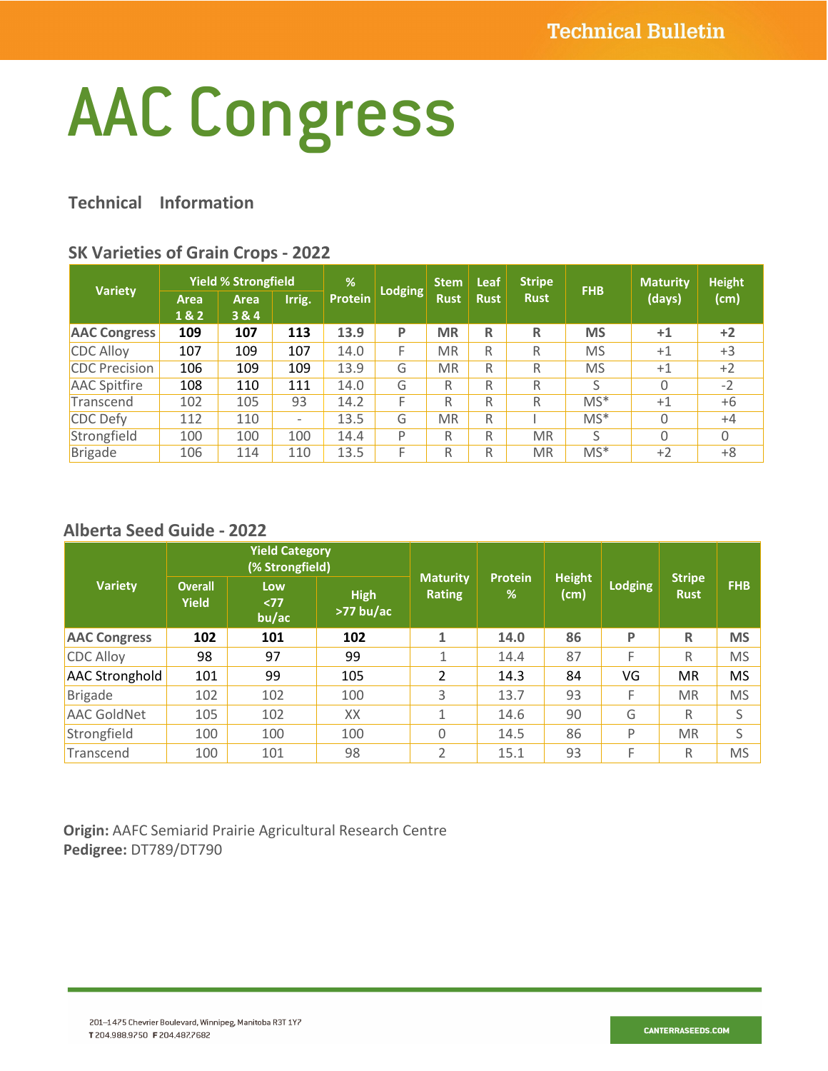# AAC Congress

## Technical Information

### SK Varieties of Grain Crops - 2022

| Variety | Yield % Strongfield | | | % Protein | Lodging | Stem Rust | Leaf Rust | Stripe Rust | FHB | Maturity (days) | Height (cm) |
|---|---|---|---|---|---|---|---|---|---|---|---|
| | Area 1 & 2 | Area 3 & 4 | Irrig. | | | | | | | | |
| **AAC Congress** | **109** | **107** | **113** | **13.9** | **P** | **MR** | **R** | **R** | **MS** | **+1** | **+2** |
| CDC Alloy | 107 | 109 | 107 | 14.0 | F | MR | R | R | MS | +1 | +3 |
| CDC Precision | 106 | 109 | 109 | 13.9 | G | MR | R | R | MS | +1 | +2 |
| AAC Spitfire | 108 | 110 | 111 | 14.0 | G | R | R | R | S | 0 | -2 |
| Transcend | 102 | 105 | 93 | 14.2 | F | R | R | R | MS* | +1 | +6 |
| CDC Defy | 112 | 110 | - | 13.5 | G | MR | R | I | MS* | 0 | +4 |
| Strongfield | 100 | 100 | 100 | 14.4 | P | R | R | MR | S | 0 | 0 |
| Brigade | 106 | 114 | 110 | 13.5 | F | R | R | MR | MS* | +2 | +8 |

### Alberta Seed Guide - 2022

| Variety | Yield Category (% Strongfield) | | | Maturity Rating | Protein % | Height (cm) | Lodging | Stripe Rust | FHB |
|---|---|---|---|---|---|---|---|---|---|
| | Overall Yield | Low <77 bu/ac | High >77 bu/ac | | | | | | |
| **AAC Congress** | **102** | **101** | **102** | **1** | **14.0** | **86** | **P** | **R** | **MS** |
| CDC Alloy | 98 | 97 | 99 | 1 | 14.4 | 87 | F | R | MS |
| AAC Stronghold | 101 | 99 | 105 | 2 | 14.3 | 84 | VG | MR | MS |
| Brigade | 102 | 102 | 100 | 3 | 13.7 | 93 | F | MR | MS |
| AAC GoldNet | 105 | 102 | XX | 1 | 14.6 | 90 | G | R | S |
| Strongfield | 100 | 100 | 100 | 0 | 14.5 | 86 | P | MR | S |
| Transcend | 100 | 101 | 98 | 2 | 15.1 | 93 | F | R | MS |

**Origin:** AAFC Semiarid Prairie Agricultural Research Centre
**Pedigree:** DT789/DT790